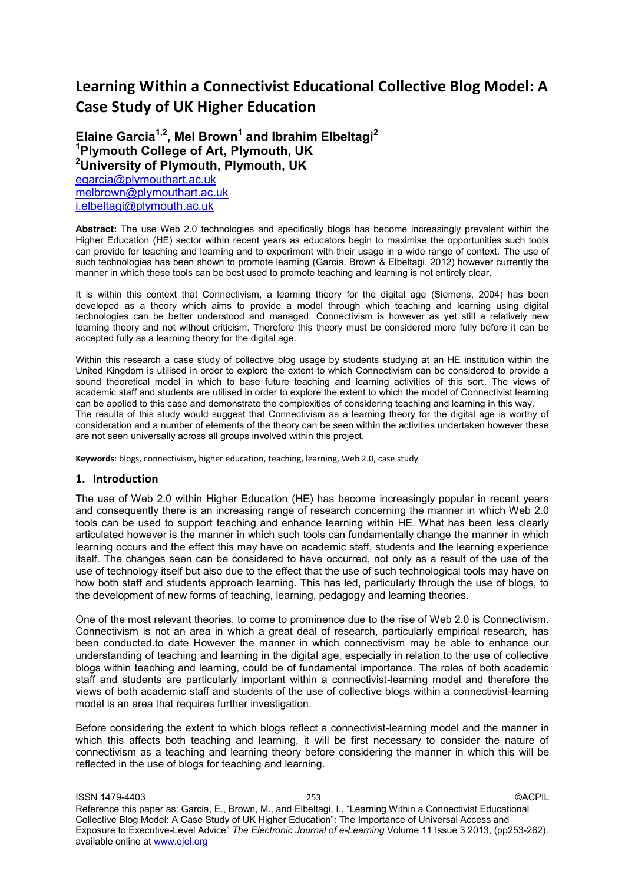# Learning Within a Connectivist Educational Collective Blog Model: A Case Study of UK Higher Education

**Elaine Garcia[1,2], Mel Brown[1] and Ibrahim Elbeltagi[2]**
**[1]Plymouth College of Art, Plymouth, UK**
**[2]University of Plymouth, Plymouth, UK**
egarcia@plymouthart.ac.uk
melbrown@plymouthart.ac.uk
i.elbeltagi@plymouth.ac.uk

**Abstract:** The use Web 2.0 technologies and specifically blogs has become increasingly prevalent within the Higher Education (HE) sector within recent years as educators begin to maximise the opportunities such tools can provide for teaching and learning and to experiment with their usage in a wide range of context. The use of such technologies has been shown to promote learning (Garcia, Brown & Elbeltagi, 2012) however currently the manner in which these tools can be best used to promote teaching and learning is not entirely clear.

It is within this context that Connectivism, a learning theory for the digital age (Siemens, 2004) has been developed as a theory which aims to provide a model through which teaching and learning using digital technologies can be better understood and managed. Connectivism is however as yet still a relatively new learning theory and not without criticism. Therefore this theory must be considered more fully before it can be accepted fully as a learning theory for the digital age.

Within this research a case study of collective blog usage by students studying at an HE institution within the United Kingdom is utilised in order to explore the extent to which Connectivism can be considered to provide a sound theoretical model in which to base future teaching and learning activities of this sort. The views of academic staff and students are utilised in order to explore the extent to which the model of Connectivist learning can be applied to this case and demonstrate the complexities of considering teaching and learning in this way. The results of this study would suggest that Connectivism as a learning theory for the digital age is worthy of consideration and a number of elements of the theory can be seen within the activities undertaken however these are not seen universally across all groups involved within this project.

**Keywords**: blogs, connectivism, higher education, teaching, learning, Web 2.0, case study

## 1. Introduction

The use of Web 2.0 within Higher Education (HE) has become increasingly popular in recent years and consequently there is an increasing range of research concerning the manner in which Web 2.0 tools can be used to support teaching and enhance learning within HE. What has been less clearly articulated however is the manner in which such tools can fundamentally change the manner in which learning occurs and the effect this may have on academic staff, students and the learning experience itself. The changes seen can be considered to have occurred, not only as a result of the use of the use of technology itself but also due to the effect that the use of such technological tools may have on how both staff and students approach learning. This has led, particularly through the use of blogs, to the development of new forms of teaching, learning, pedagogy and learning theories.

One of the most relevant theories, to come to prominence due to the rise of Web 2.0 is Connectivism. Connectivism is not an area in which a great deal of research, particularly empirical research, has been conducted.to date However the manner in which connectivism may be able to enhance our understanding of teaching and learning in the digital age, especially in relation to the use of collective blogs within teaching and learning, could be of fundamental importance. The roles of both academic staff and students are particularly important within a connectivist-learning model and therefore the views of both academic staff and students of the use of collective blogs within a connectivist-learning model is an area that requires further investigation.

Before considering the extent to which blogs reflect a connectivist-learning model and the manner in which this affects both teaching and learning, it will be first necessary to consider the nature of connectivism as a teaching and learning theory before considering the manner in which this will be reflected in the use of blogs for teaching and learning.

Reference this paper as: Garcia, E., Brown, M., and Elbeltagi, I., "Learning Within a Connectivist Educational Collective Blog Model: A Case Study of UK Higher Education": The Importance of Universal Access and Exposure to Executive-Level Advice" *The Electronic Journal of e-Learning* Volume 11 Issue 3 2013, (pp253-262), available online at www.ejel.org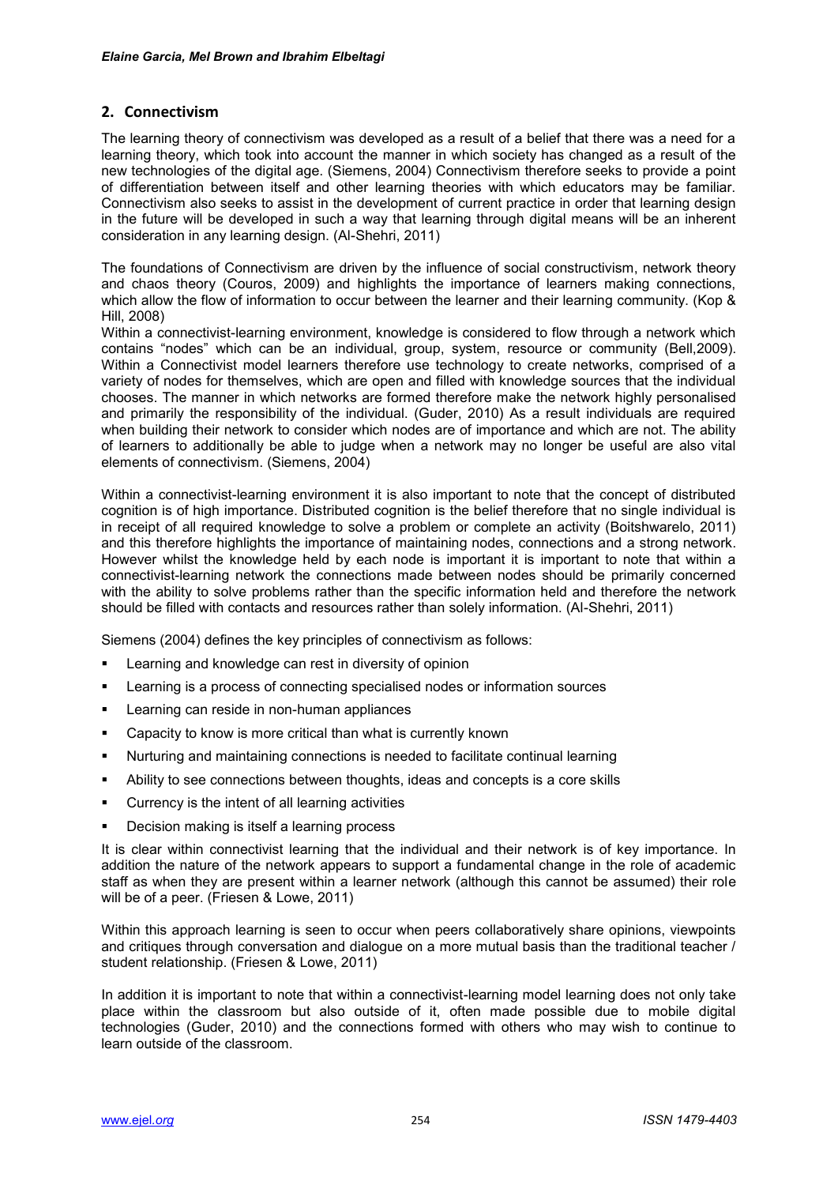## 2. Connectivism

The learning theory of connectivism was developed as a result of a belief that there was a need for a learning theory, which took into account the manner in which society has changed as a result of the new technologies of the digital age. (Siemens, 2004) Connectivism therefore seeks to provide a point of differentiation between itself and other learning theories with which educators may be familiar. Connectivism also seeks to assist in the development of current practice in order that learning design in the future will be developed in such a way that learning through digital means will be an inherent consideration in any learning design. (Al-Shehri, 2011)

The foundations of Connectivism are driven by the influence of social constructivism, network theory and chaos theory (Couros, 2009) and highlights the importance of learners making connections, which allow the flow of information to occur between the learner and their learning community. (Kop & Hill, 2008)

Within a connectivist-learning environment, knowledge is considered to flow through a network which contains "nodes" which can be an individual, group, system, resource or community (Bell,2009). Within a Connectivist model learners therefore use technology to create networks, comprised of a variety of nodes for themselves, which are open and filled with knowledge sources that the individual chooses. The manner in which networks are formed therefore make the network highly personalised and primarily the responsibility of the individual. (Guder, 2010) As a result individuals are required when building their network to consider which nodes are of importance and which are not. The ability of learners to additionally be able to judge when a network may no longer be useful are also vital elements of connectivism. (Siemens, 2004)

Within a connectivist-learning environment it is also important to note that the concept of distributed cognition is of high importance. Distributed cognition is the belief therefore that no single individual is in receipt of all required knowledge to solve a problem or complete an activity (Boitshwarelo, 2011) and this therefore highlights the importance of maintaining nodes, connections and a strong network. However whilst the knowledge held by each node is important it is important to note that within a connectivist-learning network the connections made between nodes should be primarily concerned with the ability to solve problems rather than the specific information held and therefore the network should be filled with contacts and resources rather than solely information. (Al-Shehri, 2011)

Siemens (2004) defines the key principles of connectivism as follows:

- Learning and knowledge can rest in diversity of opinion
- Learning is a process of connecting specialised nodes or information sources
- Learning can reside in non-human appliances
- Capacity to know is more critical than what is currently known
- Nurturing and maintaining connections is needed to facilitate continual learning
- Ability to see connections between thoughts, ideas and concepts is a core skills
- Currency is the intent of all learning activities
- Decision making is itself a learning process

It is clear within connectivist learning that the individual and their network is of key importance. In addition the nature of the network appears to support a fundamental change in the role of academic staff as when they are present within a learner network (although this cannot be assumed) their role will be of a peer. (Friesen & Lowe, 2011)

Within this approach learning is seen to occur when peers collaboratively share opinions, viewpoints and critiques through conversation and dialogue on a more mutual basis than the traditional teacher / student relationship. (Friesen & Lowe, 2011)

In addition it is important to note that within a connectivist-learning model learning does not only take place within the classroom but also outside of it, often made possible due to mobile digital technologies (Guder, 2010) and the connections formed with others who may wish to continue to learn outside of the classroom.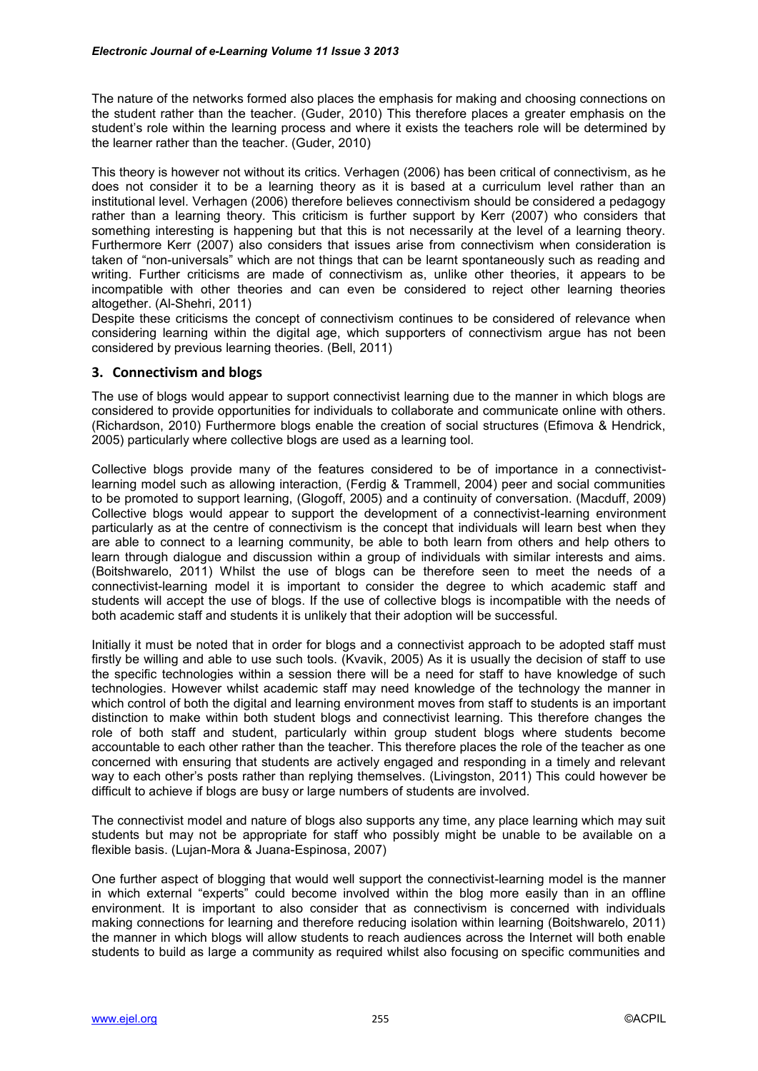The nature of the networks formed also places the emphasis for making and choosing connections on the student rather than the teacher. (Guder, 2010) This therefore places a greater emphasis on the student's role within the learning process and where it exists the teachers role will be determined by the learner rather than the teacher. (Guder, 2010)

This theory is however not without its critics. Verhagen (2006) has been critical of connectivism, as he does not consider it to be a learning theory as it is based at a curriculum level rather than an institutional level. Verhagen (2006) therefore believes connectivism should be considered a pedagogy rather than a learning theory. This criticism is further support by Kerr (2007) who considers that something interesting is happening but that this is not necessarily at the level of a learning theory. Furthermore Kerr (2007) also considers that issues arise from connectivism when consideration is taken of "non-universals" which are not things that can be learnt spontaneously such as reading and writing. Further criticisms are made of connectivism as, unlike other theories, it appears to be incompatible with other theories and can even be considered to reject other learning theories altogether. (Al-Shehri, 2011)

Despite these criticisms the concept of connectivism continues to be considered of relevance when considering learning within the digital age, which supporters of connectivism argue has not been considered by previous learning theories. (Bell, 2011)

## 3. Connectivism and blogs

The use of blogs would appear to support connectivist learning due to the manner in which blogs are considered to provide opportunities for individuals to collaborate and communicate online with others. (Richardson, 2010) Furthermore blogs enable the creation of social structures (Efimova & Hendrick, 2005) particularly where collective blogs are used as a learning tool.

Collective blogs provide many of the features considered to be of importance in a connectivist-learning model such as allowing interaction, (Ferdig & Trammell, 2004) peer and social communities to be promoted to support learning, (Glogoff, 2005) and a continuity of conversation. (Macduff, 2009) Collective blogs would appear to support the development of a connectivist-learning environment particularly as at the centre of connectivism is the concept that individuals will learn best when they are able to connect to a learning community, be able to both learn from others and help others to learn through dialogue and discussion within a group of individuals with similar interests and aims. (Boitshwarelo, 2011) Whilst the use of blogs can be therefore seen to meet the needs of a connectivist-learning model it is important to consider the degree to which academic staff and students will accept the use of blogs. If the use of collective blogs is incompatible with the needs of both academic staff and students it is unlikely that their adoption will be successful.

Initially it must be noted that in order for blogs and a connectivist approach to be adopted staff must firstly be willing and able to use such tools. (Kvavik, 2005) As it is usually the decision of staff to use the specific technologies within a session there will be a need for staff to have knowledge of such technologies. However whilst academic staff may need knowledge of the technology the manner in which control of both the digital and learning environment moves from staff to students is an important distinction to make within both student blogs and connectivist learning. This therefore changes the role of both staff and student, particularly within group student blogs where students become accountable to each other rather than the teacher. This therefore places the role of the teacher as one concerned with ensuring that students are actively engaged and responding in a timely and relevant way to each other's posts rather than replying themselves. (Livingston, 2011) This could however be difficult to achieve if blogs are busy or large numbers of students are involved.

The connectivist model and nature of blogs also supports any time, any place learning which may suit students but may not be appropriate for staff who possibly might be unable to be available on a flexible basis. (Lujan-Mora & Juana-Espinosa, 2007)

One further aspect of blogging that would well support the connectivist-learning model is the manner in which external "experts" could become involved within the blog more easily than in an offline environment. It is important to also consider that as connectivism is concerned with individuals making connections for learning and therefore reducing isolation within learning (Boitshwarelo, 2011) the manner in which blogs will allow students to reach audiences across the Internet will both enable students to build as large a community as required whilst also focusing on specific communities and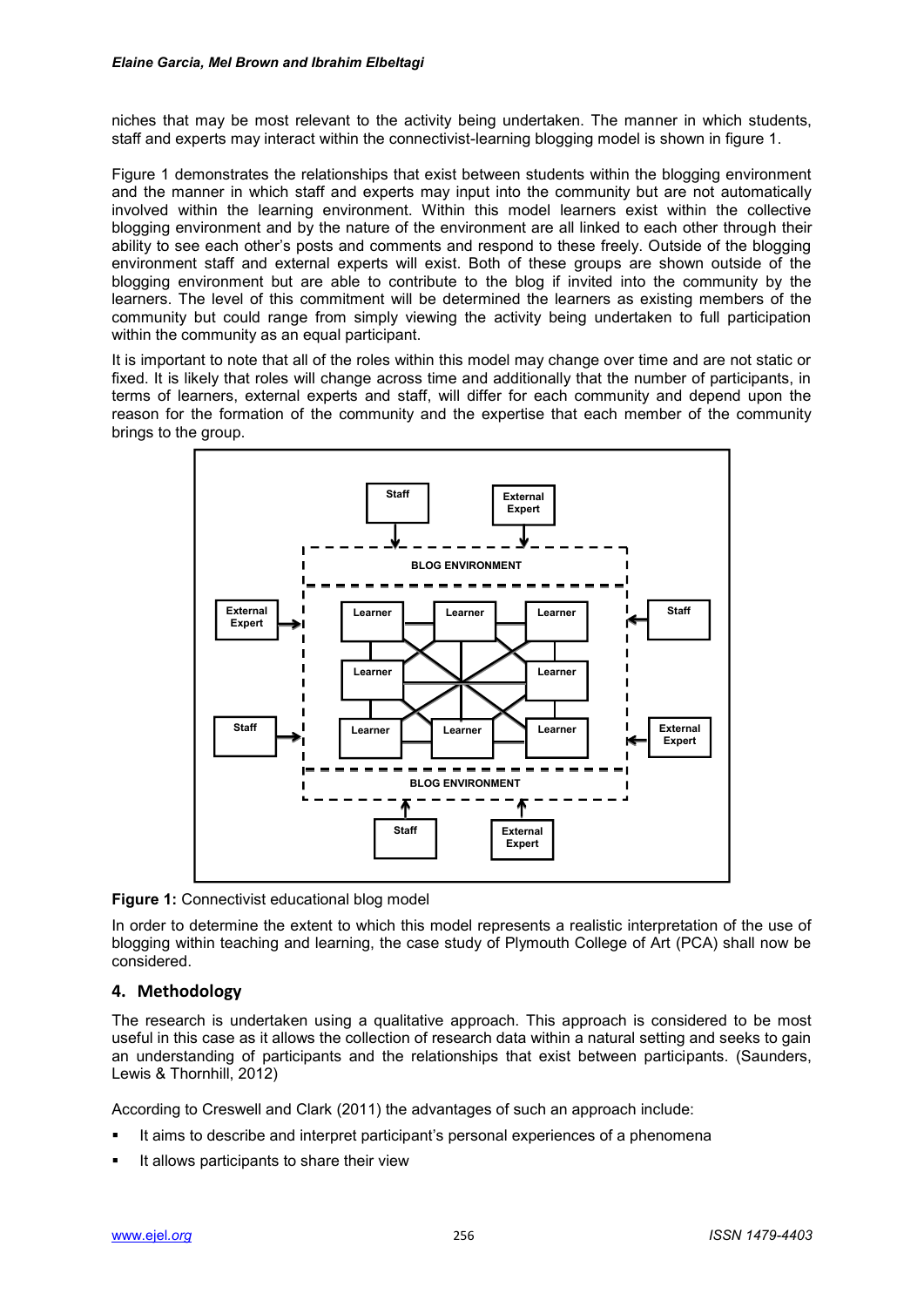niches that may be most relevant to the activity being undertaken. The manner in which students, staff and experts may interact within the connectivist-learning blogging model is shown in figure 1.

Figure 1 demonstrates the relationships that exist between students within the blogging environment and the manner in which staff and experts may input into the community but are not automatically involved within the learning environment. Within this model learners exist within the collective blogging environment and by the nature of the environment are all linked to each other through their ability to see each other's posts and comments and respond to these freely. Outside of the blogging environment staff and external experts will exist. Both of these groups are shown outside of the blogging environment but are able to contribute to the blog if invited into the community by the learners. The level of this commitment will be determined the learners as existing members of the community but could range from simply viewing the activity being undertaken to full participation within the community as an equal participant.

It is important to note that all of the roles within this model may change over time and are not static or fixed. It is likely that roles will change across time and additionally that the number of participants, in terms of learners, external experts and staff, will differ for each community and depend upon the reason for the formation of the community and the expertise that each member of the community brings to the group.

**Figure 1:** Connectivist educational blog model

In order to determine the extent to which this model represents a realistic interpretation of the use of blogging within teaching and learning, the case study of Plymouth College of Art (PCA) shall now be considered.

## 4. Methodology

The research is undertaken using a qualitative approach. This approach is considered to be most useful in this case as it allows the collection of research data within a natural setting and seeks to gain an understanding of participants and the relationships that exist between participants. (Saunders, Lewis & Thornhill, 2012)

According to Creswell and Clark (2011) the advantages of such an approach include:

- It aims to describe and interpret participant's personal experiences of a phenomena
- It allows participants to share their view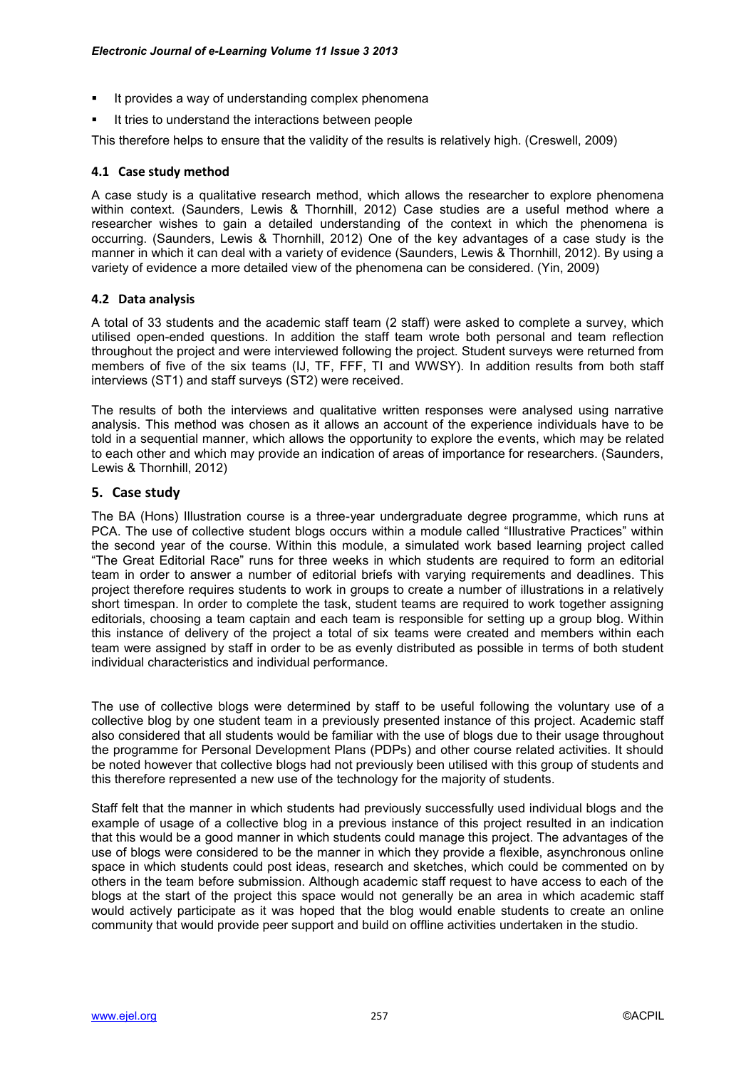- It provides a way of understanding complex phenomena
- It tries to understand the interactions between people

This therefore helps to ensure that the validity of the results is relatively high. (Creswell, 2009)

### 4.1 Case study method

A case study is a qualitative research method, which allows the researcher to explore phenomena within context. (Saunders, Lewis & Thornhill, 2012) Case studies are a useful method where a researcher wishes to gain a detailed understanding of the context in which the phenomena is occurring. (Saunders, Lewis & Thornhill, 2012) One of the key advantages of a case study is the manner in which it can deal with a variety of evidence (Saunders, Lewis & Thornhill, 2012). By using a variety of evidence a more detailed view of the phenomena can be considered. (Yin, 2009)

### 4.2 Data analysis

A total of 33 students and the academic staff team (2 staff) were asked to complete a survey, which utilised open-ended questions. In addition the staff team wrote both personal and team reflection throughout the project and were interviewed following the project. Student surveys were returned from members of five of the six teams (IJ, TF, FFF, TI and WWSY). In addition results from both staff interviews (ST1) and staff surveys (ST2) were received.

The results of both the interviews and qualitative written responses were analysed using narrative analysis. This method was chosen as it allows an account of the experience individuals have to be told in a sequential manner, which allows the opportunity to explore the events, which may be related to each other and which may provide an indication of areas of importance for researchers. (Saunders, Lewis & Thornhill, 2012)

## 5. Case study

The BA (Hons) Illustration course is a three-year undergraduate degree programme, which runs at PCA. The use of collective student blogs occurs within a module called "Illustrative Practices" within the second year of the course. Within this module, a simulated work based learning project called "The Great Editorial Race" runs for three weeks in which students are required to form an editorial team in order to answer a number of editorial briefs with varying requirements and deadlines. This project therefore requires students to work in groups to create a number of illustrations in a relatively short timespan. In order to complete the task, student teams are required to work together assigning editorials, choosing a team captain and each team is responsible for setting up a group blog. Within this instance of delivery of the project a total of six teams were created and members within each team were assigned by staff in order to be as evenly distributed as possible in terms of both student individual characteristics and individual performance.

The use of collective blogs were determined by staff to be useful following the voluntary use of a collective blog by one student team in a previously presented instance of this project. Academic staff also considered that all students would be familiar with the use of blogs due to their usage throughout the programme for Personal Development Plans (PDPs) and other course related activities. It should be noted however that collective blogs had not previously been utilised with this group of students and this therefore represented a new use of the technology for the majority of students.

Staff felt that the manner in which students had previously successfully used individual blogs and the example of usage of a collective blog in a previous instance of this project resulted in an indication that this would be a good manner in which students could manage this project. The advantages of the use of blogs were considered to be the manner in which they provide a flexible, asynchronous online space in which students could post ideas, research and sketches, which could be commented on by others in the team before submission. Although academic staff request to have access to each of the blogs at the start of the project this space would not generally be an area in which academic staff would actively participate as it was hoped that the blog would enable students to create an online community that would provide peer support and build on offline activities undertaken in the studio.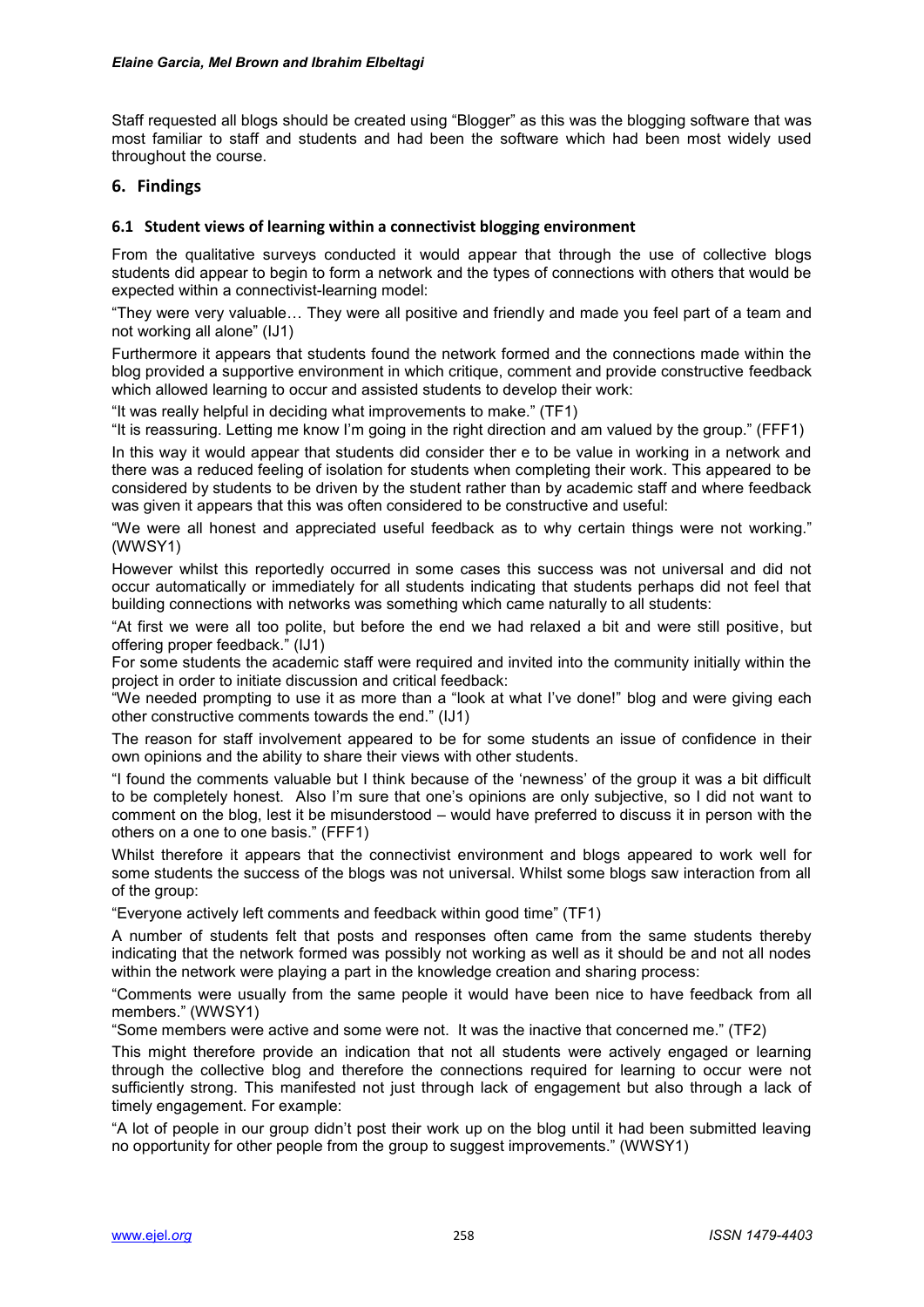Staff requested all blogs should be created using "Blogger" as this was the blogging software that was most familiar to staff and students and had been the software which had been most widely used throughout the course.

## 6. Findings

### 6.1 Student views of learning within a connectivist blogging environment

From the qualitative surveys conducted it would appear that through the use of collective blogs students did appear to begin to form a network and the types of connections with others that would be expected within a connectivist-learning model:

"They were very valuable… They were all positive and friendly and made you feel part of a team and not working all alone" (IJ1)

Furthermore it appears that students found the network formed and the connections made within the blog provided a supportive environment in which critique, comment and provide constructive feedback which allowed learning to occur and assisted students to develop their work:

"It was really helpful in deciding what improvements to make." (TF1)

"It is reassuring. Letting me know I'm going in the right direction and am valued by the group." (FFF1)

In this way it would appear that students did consider ther e to be value in working in a network and there was a reduced feeling of isolation for students when completing their work. This appeared to be considered by students to be driven by the student rather than by academic staff and where feedback was given it appears that this was often considered to be constructive and useful:

"We were all honest and appreciated useful feedback as to why certain things were not working." (WWSY1)

However whilst this reportedly occurred in some cases this success was not universal and did not occur automatically or immediately for all students indicating that students perhaps did not feel that building connections with networks was something which came naturally to all students:

"At first we were all too polite, but before the end we had relaxed a bit and were still positive, but offering proper feedback." (IJ1)

For some students the academic staff were required and invited into the community initially within the project in order to initiate discussion and critical feedback:

"We needed prompting to use it as more than a "look at what I've done!" blog and were giving each other constructive comments towards the end." (IJ1)

The reason for staff involvement appeared to be for some students an issue of confidence in their own opinions and the ability to share their views with other students.

"I found the comments valuable but I think because of the 'newness' of the group it was a bit difficult to be completely honest. Also I'm sure that one's opinions are only subjective, so I did not want to comment on the blog, lest it be misunderstood – would have preferred to discuss it in person with the others on a one to one basis." (FFF1)

Whilst therefore it appears that the connectivist environment and blogs appeared to work well for some students the success of the blogs was not universal. Whilst some blogs saw interaction from all of the group:

"Everyone actively left comments and feedback within good time" (TF1)

A number of students felt that posts and responses often came from the same students thereby indicating that the network formed was possibly not working as well as it should be and not all nodes within the network were playing a part in the knowledge creation and sharing process:

"Comments were usually from the same people it would have been nice to have feedback from all members." (WWSY1)

"Some members were active and some were not. It was the inactive that concerned me." (TF2)

This might therefore provide an indication that not all students were actively engaged or learning through the collective blog and therefore the connections required for learning to occur were not sufficiently strong. This manifested not just through lack of engagement but also through a lack of timely engagement. For example:

"A lot of people in our group didn't post their work up on the blog until it had been submitted leaving no opportunity for other people from the group to suggest improvements." (WWSY1)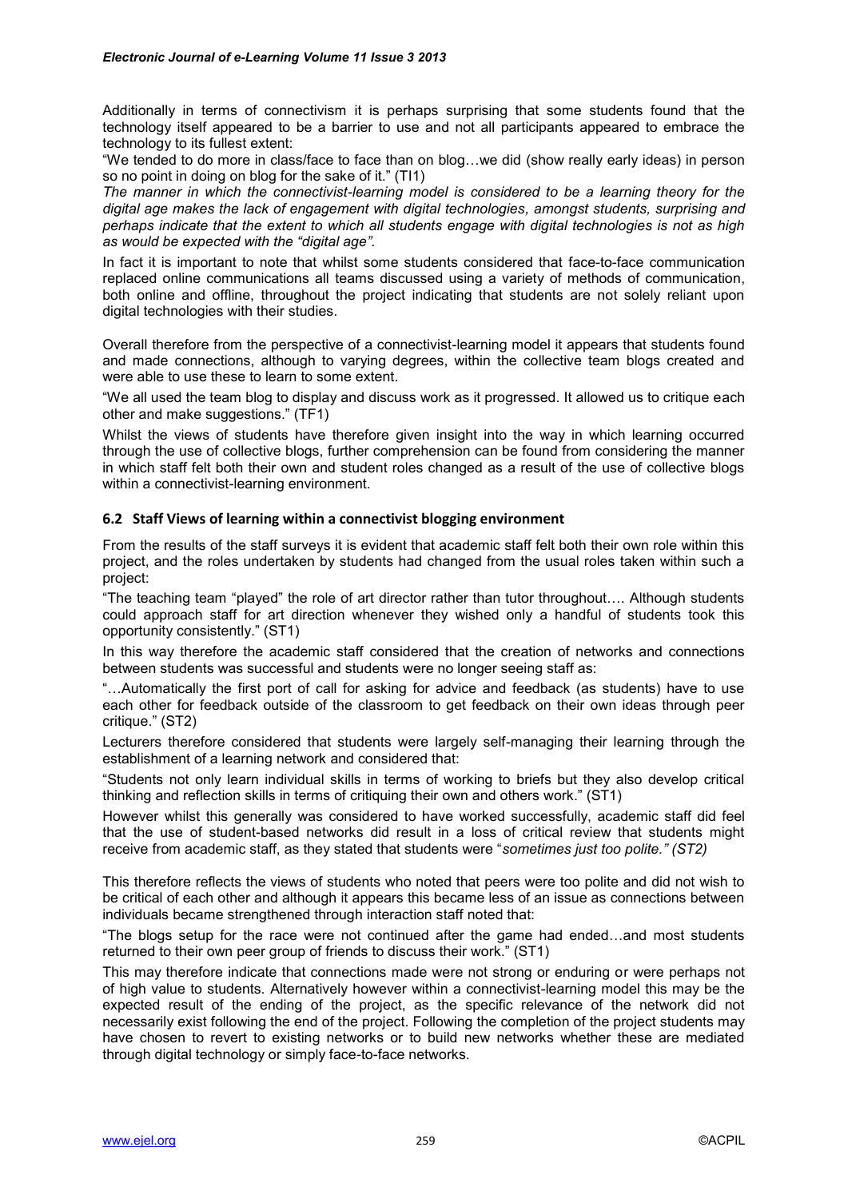Additionally in terms of connectivism it is perhaps surprising that some students found that the technology itself appeared to be a barrier to use and not all participants appeared to embrace the technology to its fullest extent:

"We tended to do more in class/face to face than on blog…we did (show really early ideas) in person so no point in doing on blog for the sake of it." (TI1)

*The manner in which the connectivist-learning model is considered to be a learning theory for the digital age makes the lack of engagement with digital technologies, amongst students, surprising and perhaps indicate that the extent to which all students engage with digital technologies is not as high as would be expected with the "digital age".*

In fact it is important to note that whilst some students considered that face-to-face communication replaced online communications all teams discussed using a variety of methods of communication, both online and offline, throughout the project indicating that students are not solely reliant upon digital technologies with their studies.

Overall therefore from the perspective of a connectivist-learning model it appears that students found and made connections, although to varying degrees, within the collective team blogs created and were able to use these to learn to some extent.

"We all used the team blog to display and discuss work as it progressed. It allowed us to critique each other and make suggestions." (TF1)

Whilst the views of students have therefore given insight into the way in which learning occurred through the use of collective blogs, further comprehension can be found from considering the manner in which staff felt both their own and student roles changed as a result of the use of collective blogs within a connectivist-learning environment.

## 6.2 Staff Views of learning within a connectivist blogging environment

From the results of the staff surveys it is evident that academic staff felt both their own role within this project, and the roles undertaken by students had changed from the usual roles taken within such a project:

"The teaching team "played" the role of art director rather than tutor throughout…. Although students could approach staff for art direction whenever they wished only a handful of students took this opportunity consistently." (ST1)

In this way therefore the academic staff considered that the creation of networks and connections between students was successful and students were no longer seeing staff as:

"…Automatically the first port of call for asking for advice and feedback (as students) have to use each other for feedback outside of the classroom to get feedback on their own ideas through peer critique." (ST2)

Lecturers therefore considered that students were largely self-managing their learning through the establishment of a learning network and considered that:

"Students not only learn individual skills in terms of working to briefs but they also develop critical thinking and reflection skills in terms of critiquing their own and others work." (ST1)

However whilst this generally was considered to have worked successfully, academic staff did feel that the use of student-based networks did result in a loss of critical review that students might receive from academic staff, as they stated that students were "*sometimes just too polite." (ST2)*

This therefore reflects the views of students who noted that peers were too polite and did not wish to be critical of each other and although it appears this became less of an issue as connections between individuals became strengthened through interaction staff noted that:

"The blogs setup for the race were not continued after the game had ended…and most students returned to their own peer group of friends to discuss their work." (ST1)

This may therefore indicate that connections made were not strong or enduring or were perhaps not of high value to students. Alternatively however within a connectivist-learning model this may be the expected result of the ending of the project, as the specific relevance of the network did not necessarily exist following the end of the project. Following the completion of the project students may have chosen to revert to existing networks or to build new networks whether these are mediated through digital technology or simply face-to-face networks.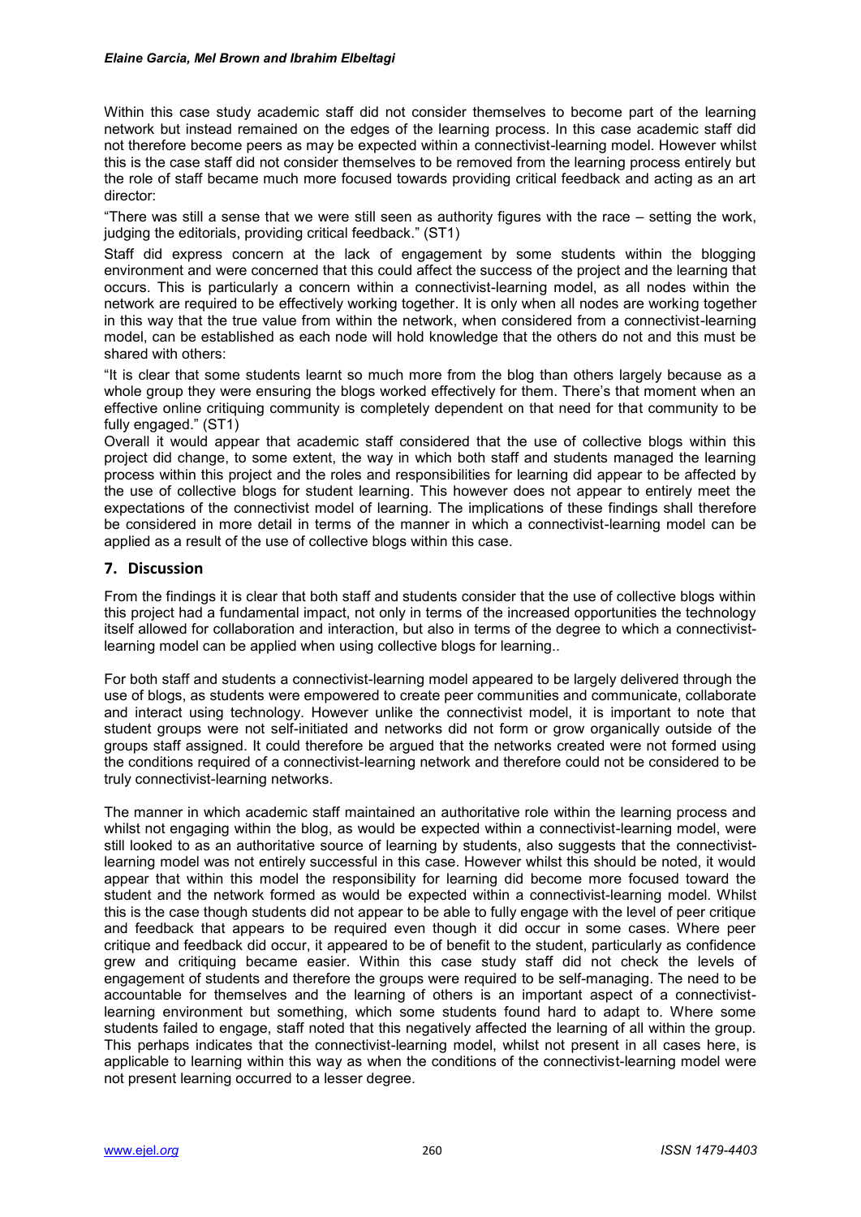Within this case study academic staff did not consider themselves to become part of the learning network but instead remained on the edges of the learning process. In this case academic staff did not therefore become peers as may be expected within a connectivist-learning model. However whilst this is the case staff did not consider themselves to be removed from the learning process entirely but the role of staff became much more focused towards providing critical feedback and acting as an art director:

"There was still a sense that we were still seen as authority figures with the race – setting the work, judging the editorials, providing critical feedback." (ST1)

Staff did express concern at the lack of engagement by some students within the blogging environment and were concerned that this could affect the success of the project and the learning that occurs. This is particularly a concern within a connectivist-learning model, as all nodes within the network are required to be effectively working together. It is only when all nodes are working together in this way that the true value from within the network, when considered from a connectivist-learning model, can be established as each node will hold knowledge that the others do not and this must be shared with others:

"It is clear that some students learnt so much more from the blog than others largely because as a whole group they were ensuring the blogs worked effectively for them. There's that moment when an effective online critiquing community is completely dependent on that need for that community to be fully engaged." (ST1)

Overall it would appear that academic staff considered that the use of collective blogs within this project did change, to some extent, the way in which both staff and students managed the learning process within this project and the roles and responsibilities for learning did appear to be affected by the use of collective blogs for student learning. This however does not appear to entirely meet the expectations of the connectivist model of learning. The implications of these findings shall therefore be considered in more detail in terms of the manner in which a connectivist-learning model can be applied as a result of the use of collective blogs within this case.

## 7. Discussion

From the findings it is clear that both staff and students consider that the use of collective blogs within this project had a fundamental impact, not only in terms of the increased opportunities the technology itself allowed for collaboration and interaction, but also in terms of the degree to which a connectivist-learning model can be applied when using collective blogs for learning..

For both staff and students a connectivist-learning model appeared to be largely delivered through the use of blogs, as students were empowered to create peer communities and communicate, collaborate and interact using technology. However unlike the connectivist model, it is important to note that student groups were not self-initiated and networks did not form or grow organically outside of the groups staff assigned. It could therefore be argued that the networks created were not formed using the conditions required of a connectivist-learning network and therefore could not be considered to be truly connectivist-learning networks.

The manner in which academic staff maintained an authoritative role within the learning process and whilst not engaging within the blog, as would be expected within a connectivist-learning model, were still looked to as an authoritative source of learning by students, also suggests that the connectivist-learning model was not entirely successful in this case. However whilst this should be noted, it would appear that within this model the responsibility for learning did become more focused toward the student and the network formed as would be expected within a connectivist-learning model. Whilst this is the case though students did not appear to be able to fully engage with the level of peer critique and feedback that appears to be required even though it did occur in some cases. Where peer critique and feedback did occur, it appeared to be of benefit to the student, particularly as confidence grew and critiquing became easier. Within this case study staff did not check the levels of engagement of students and therefore the groups were required to be self-managing. The need to be accountable for themselves and the learning of others is an important aspect of a connectivist-learning environment but something, which some students found hard to adapt to. Where some students failed to engage, staff noted that this negatively affected the learning of all within the group. This perhaps indicates that the connectivist-learning model, whilst not present in all cases here, is applicable to learning within this way as when the conditions of the connectivist-learning model were not present learning occurred to a lesser degree.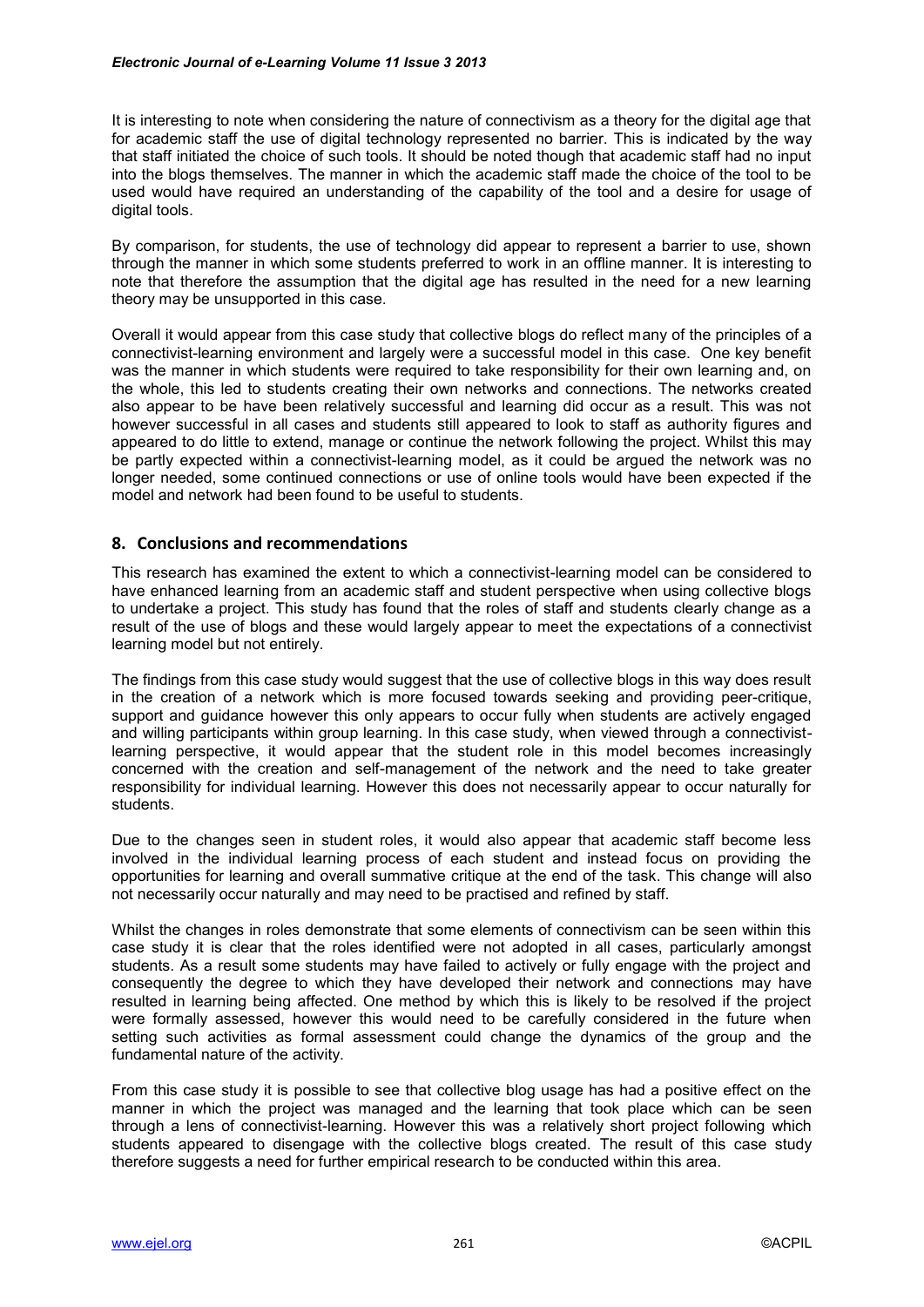It is interesting to note when considering the nature of connectivism as a theory for the digital age that for academic staff the use of digital technology represented no barrier. This is indicated by the way that staff initiated the choice of such tools. It should be noted though that academic staff had no input into the blogs themselves. The manner in which the academic staff made the choice of the tool to be used would have required an understanding of the capability of the tool and a desire for usage of digital tools.

By comparison, for students, the use of technology did appear to represent a barrier to use, shown through the manner in which some students preferred to work in an offline manner. It is interesting to note that therefore the assumption that the digital age has resulted in the need for a new learning theory may be unsupported in this case.

Overall it would appear from this case study that collective blogs do reflect many of the principles of a connectivist-learning environment and largely were a successful model in this case. One key benefit was the manner in which students were required to take responsibility for their own learning and, on the whole, this led to students creating their own networks and connections. The networks created also appear to be have been relatively successful and learning did occur as a result. This was not however successful in all cases and students still appeared to look to staff as authority figures and appeared to do little to extend, manage or continue the network following the project. Whilst this may be partly expected within a connectivist-learning model, as it could be argued the network was no longer needed, some continued connections or use of online tools would have been expected if the model and network had been found to be useful to students.

## 8. Conclusions and recommendations

This research has examined the extent to which a connectivist-learning model can be considered to have enhanced learning from an academic staff and student perspective when using collective blogs to undertake a project. This study has found that the roles of staff and students clearly change as a result of the use of blogs and these would largely appear to meet the expectations of a connectivist learning model but not entirely.

The findings from this case study would suggest that the use of collective blogs in this way does result in the creation of a network which is more focused towards seeking and providing peer-critique, support and guidance however this only appears to occur fully when students are actively engaged and willing participants within group learning. In this case study, when viewed through a connectivist-learning perspective, it would appear that the student role in this model becomes increasingly concerned with the creation and self-management of the network and the need to take greater responsibility for individual learning. However this does not necessarily appear to occur naturally for students.

Due to the changes seen in student roles, it would also appear that academic staff become less involved in the individual learning process of each student and instead focus on providing the opportunities for learning and overall summative critique at the end of the task. This change will also not necessarily occur naturally and may need to be practised and refined by staff.

Whilst the changes in roles demonstrate that some elements of connectivism can be seen within this case study it is clear that the roles identified were not adopted in all cases, particularly amongst students. As a result some students may have failed to actively or fully engage with the project and consequently the degree to which they have developed their network and connections may have resulted in learning being affected. One method by which this is likely to be resolved if the project were formally assessed, however this would need to be carefully considered in the future when setting such activities as formal assessment could change the dynamics of the group and the fundamental nature of the activity.

From this case study it is possible to see that collective blog usage has had a positive effect on the manner in which the project was managed and the learning that took place which can be seen through a lens of connectivist-learning. However this was a relatively short project following which students appeared to disengage with the collective blogs created. The result of this case study therefore suggests a need for further empirical research to be conducted within this area.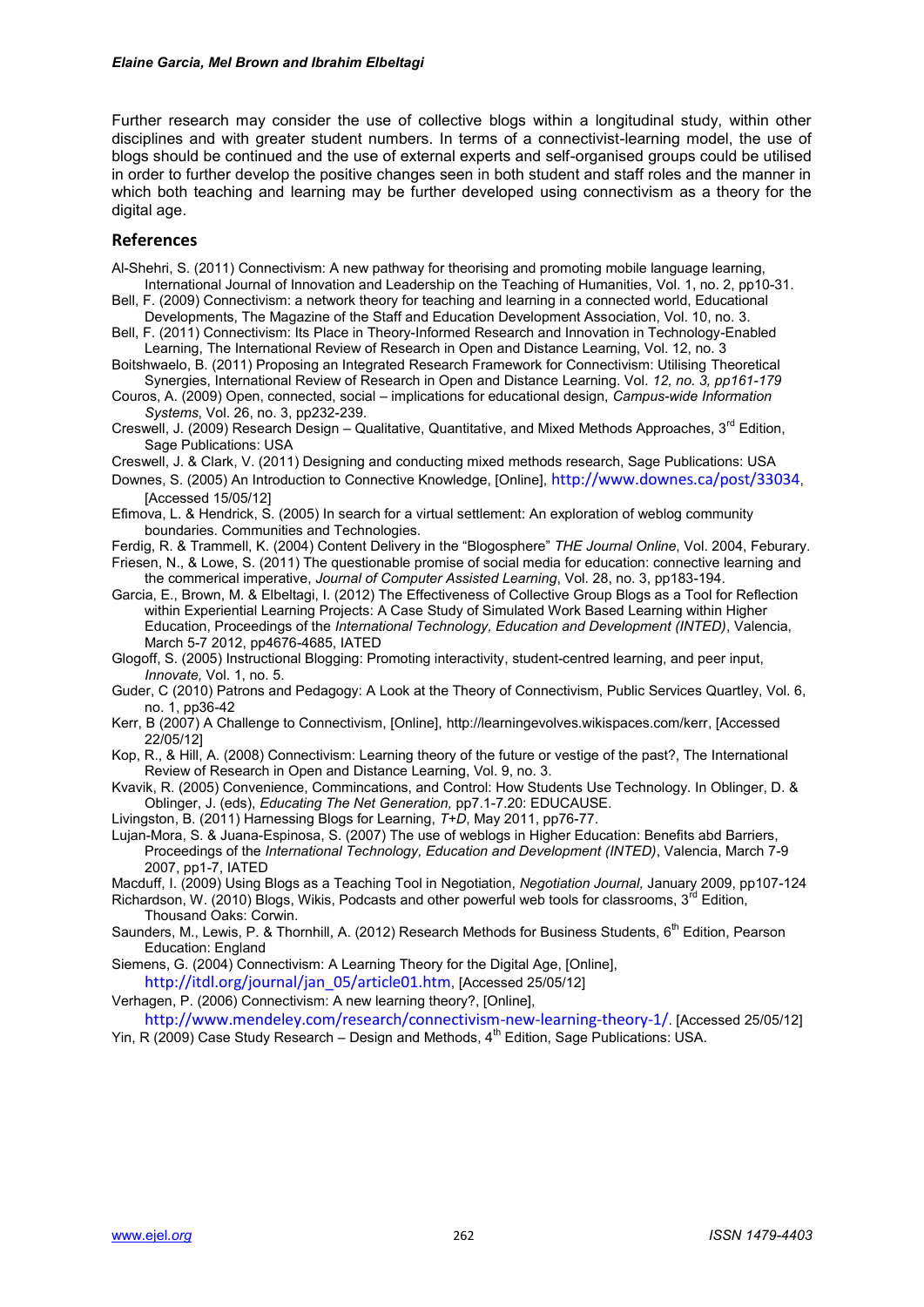Further research may consider the use of collective blogs within a longitudinal study, within other disciplines and with greater student numbers. In terms of a connectivist-learning model, the use of blogs should be continued and the use of external experts and self-organised groups could be utilised in order to further develop the positive changes seen in both student and staff roles and the manner in which both teaching and learning may be further developed using connectivism as a theory for the digital age.

## References

Al-Shehri, S. (2011) Connectivism: A new pathway for theorising and promoting mobile language learning, International Journal of Innovation and Leadership on the Teaching of Humanities, Vol. 1, no. 2, pp10-31.

Bell, F. (2009) Connectivism: a network theory for teaching and learning in a connected world, Educational Developments, The Magazine of the Staff and Education Development Association, Vol. 10, no. 3.

Bell, F. (2011) Connectivism: Its Place in Theory-Informed Research and Innovation in Technology-Enabled Learning, The International Review of Research in Open and Distance Learning, Vol. 12, no. 3

Boitshwaelo, B. (2011) Proposing an Integrated Research Framework for Connectivism: Utilising Theoretical Synergies, International Review of Research in Open and Distance Learning. Vol. *12, no. 3, pp161-179*

Couros, A. (2009) Open, connected, social – implications for educational design, *Campus-wide Information Systems*, Vol. 26, no. 3, pp232-239.

Creswell, J. (2009) Research Design – Qualitative, Quantitative, and Mixed Methods Approaches, 3rd Edition, Sage Publications: USA

Creswell, J. & Clark, V. (2011) Designing and conducting mixed methods research, Sage Publications: USA

Downes, S. (2005) An Introduction to Connective Knowledge, [Online], http://www.downes.ca/post/33034, [Accessed 15/05/12]

Efimova, L. & Hendrick, S. (2005) In search for a virtual settlement: An exploration of weblog community boundaries. Communities and Technologies.

Ferdig, R. & Trammell, K. (2004) Content Delivery in the "Blogosphere" *THE Journal Online*, Vol. 2004, Feburary.

Friesen, N., & Lowe, S. (2011) The questionable promise of social media for education: connective learning and the commerical imperative, *Journal of Computer Assisted Learning*, Vol. 28, no. 3, pp183-194.

Garcia, E., Brown, M. & Elbeltagi, I. (2012) The Effectiveness of Collective Group Blogs as a Tool for Reflection within Experiential Learning Projects: A Case Study of Simulated Work Based Learning within Higher Education, Proceedings of the *International Technology, Education and Development (INTED)*, Valencia, March 5-7 2012, pp4676-4685, IATED

Glogoff, S. (2005) Instructional Blogging: Promoting interactivity, student-centred learning, and peer input, *Innovate,* Vol. 1, no. 5.

Guder, C (2010) Patrons and Pedagogy: A Look at the Theory of Connectivism, Public Services Quartley, Vol. 6, no. 1, pp36-42

Kerr, B (2007) A Challenge to Connectivism, [Online], http://learningevolves.wikispaces.com/kerr, [Accessed 22/05/12]

Kop, R., & Hill, A. (2008) Connectivism: Learning theory of the future or vestige of the past?, The International Review of Research in Open and Distance Learning, Vol. 9, no. 3.

Kvavik, R. (2005) Convenience, Commincations, and Control: How Students Use Technology. In Oblinger, D. & Oblinger, J. (eds), *Educating The Net Generation,* pp7.1-7.20: EDUCAUSE.

Livingston, B. (2011) Harnessing Blogs for Learning, *T+D*, May 2011, pp76-77.

Lujan-Mora, S. & Juana-Espinosa, S. (2007) The use of weblogs in Higher Education: Benefits abd Barriers, Proceedings of the *International Technology, Education and Development (INTED)*, Valencia, March 7-9 2007, pp1-7, IATED

Macduff, I. (2009) Using Blogs as a Teaching Tool in Negotiation, *Negotiation Journal,* January 2009, pp107-124

Richardson, W. (2010) Blogs, Wikis, Podcasts and other powerful web tools for classrooms, 3rd Edition, Thousand Oaks: Corwin.

Saunders, M., Lewis, P. & Thornhill, A. (2012) Research Methods for Business Students, 6th Edition, Pearson Education: England

Siemens, G. (2004) Connectivism: A Learning Theory for the Digital Age, [Online], http://itdl.org/journal/jan_05/article01.htm, [Accessed 25/05/12]

Verhagen, P. (2006) Connectivism: A new learning theory?, [Online], http://www.mendeley.com/research/connectivism-new-learning-theory-1/. [Accessed 25/05/12]

Yin, R (2009) Case Study Research – Design and Methods, 4th Edition, Sage Publications: USA.